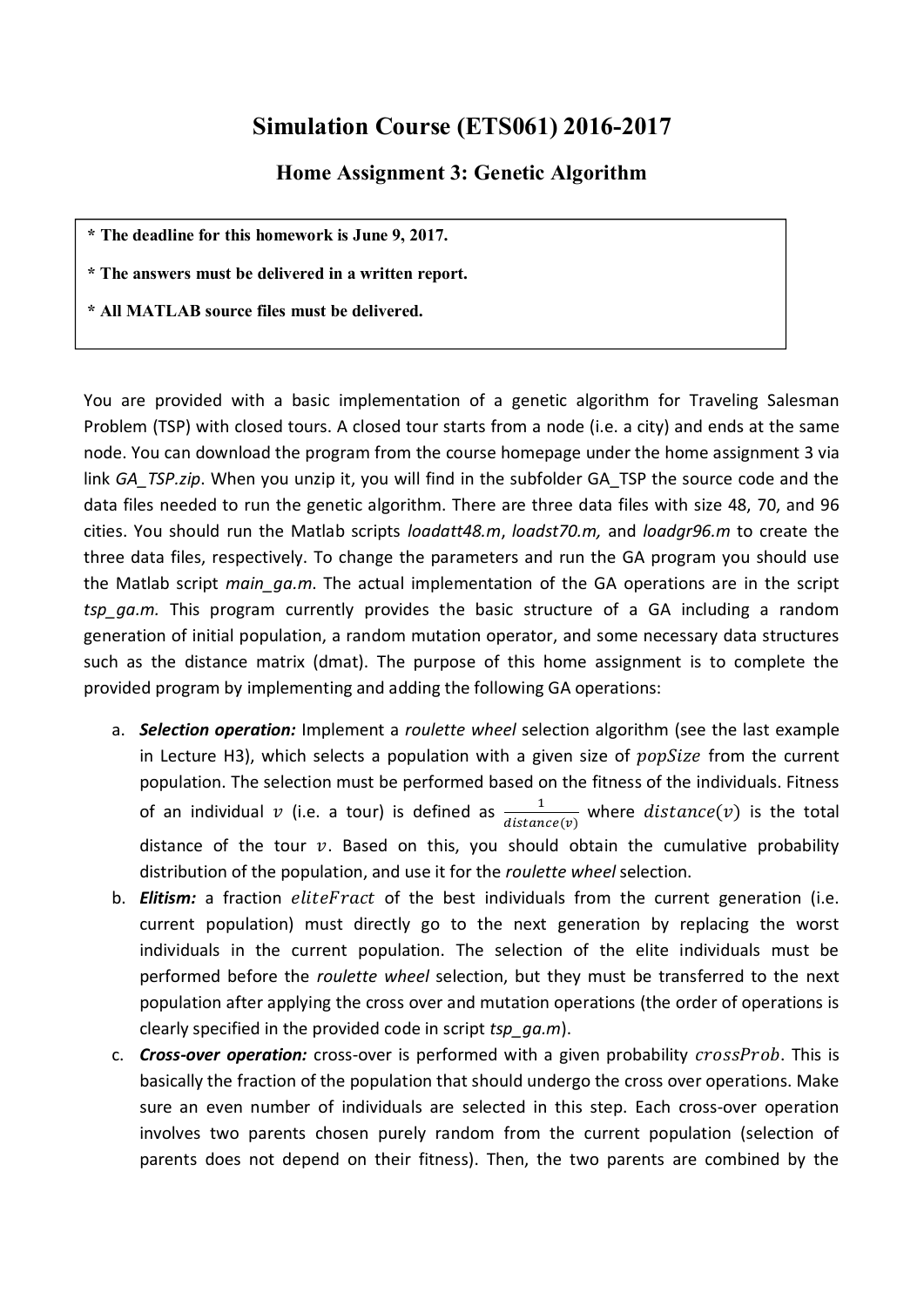# Simulation Course (ETS061) 2016-2017

## Home Assignment 3: Genetic Algorithm

**\* The deadline for this homework is June 9, 2017.**

**\* The answers must be delivered in a written report.**

**\* All MATLAB source files must be delivered.**

You are provided with a basic implementation of a genetic algorithm for Traveling Salesman Problem (TSP) with closed tours. A closed tour starts from a node (i.e. a city) and ends at the same node. You can download the program from the course homepage under the home assignment 3 via link *GA_TSP.zip*. When you unzip it, you will find in the subfolder GA_TSP the source code and the data files needed to run the genetic algorithm. There are three data files with size 48, 70, and 96 cities. You should run the Matlab scripts *loadatt48.m*, *loadst70.m,* and *loadgr96.m* to create the three data files, respectively. To change the parameters and run the GA program you should use the Matlab script *main_ga.m*. The actual implementation of the GA operations are in the script *tsp_ga.m.* This program currently provides the basic structure of a GA including a random generation of initial population, a random mutation operator, and some necessary data structures such as the distance matrix (dmat). The purpose of this home assignment is to complete the provided program by implementing and adding the following GA operations:

a. ***Selection operation:*** Implement a *roulette wheel* selection algorithm (see the last example in Lecture H3), which selects a population with a given size of $popSize$ from the current population. The selection must be performed based on the fitness of the individuals. Fitness of an individual $v$ (i.e. a tour) is defined as $\frac{1}{distance(v)}$ where $distance(v)$ is the total distance of the tour $v$. Based on this, you should obtain the cumulative probability distribution of the population, and use it for the *roulette wheel* selection.

b. ***Elitism:*** a fraction $eliteFract$ of the best individuals from the current generation (i.e. current population) must directly go to the next generation by replacing the worst individuals in the current population. The selection of the elite individuals must be performed before the *roulette wheel* selection, but they must be transferred to the next population after applying the cross over and mutation operations (the order of operations is clearly specified in the provided code in script *tsp_ga.m*).

c. ***Cross-over operation:*** cross-over is performed with a given probability $crossProb$. This is basically the fraction of the population that should undergo the cross over operations. Make sure an even number of individuals are selected in this step. Each cross-over operation involves two parents chosen purely random from the current population (selection of parents does not depend on their fitness). Then, the two parents are combined by the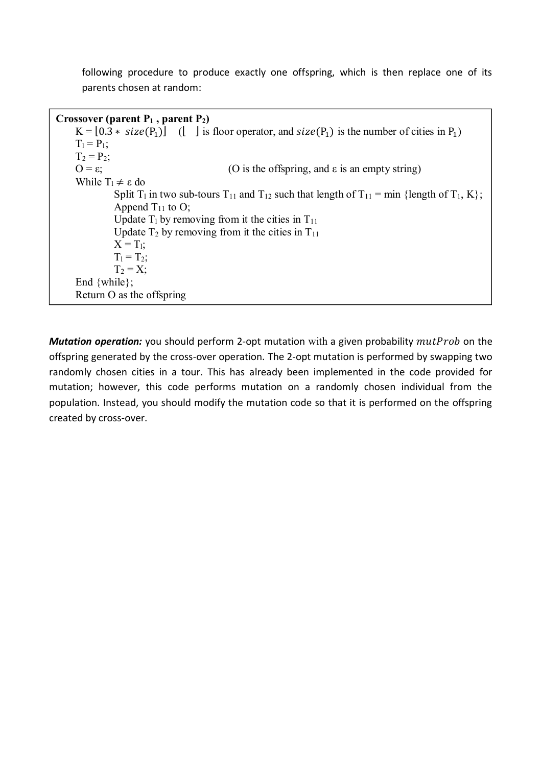following procedure to produce exactly one offspring, which is then replace one of its parents chosen at random:

```
Crossover (parent P1 , parent P2)
    K = ⌊0.3 * size(P1)⌋   (⌊ ⌋ is floor operator, and size(P1) is the number of cities in P1)
    T1 = P1;
    T2 = P2;
    O = ε;                          (O is the offspring, and ε is an empty string)
    While T1 ≠ ε do
            Split T1 in two sub-tours T11 and T12 such that length of T11 = min {length of T1, K};
            Append T11 to O;
            Update T1 by removing from it the cities in T11
            Update T2 by removing from it the cities in T11
            X = T1;
            T1 = T2;
            T2 = X;
    End {while};
    Return O as the offspring
```

***Mutation operation:*** you should perform 2-opt mutation with a given probability $mutProb$ on the offspring generated by the cross-over operation. The 2-opt mutation is performed by swapping two randomly chosen cities in a tour. This has already been implemented in the code provided for mutation; however, this code performs mutation on a randomly chosen individual from the population. Instead, you should modify the mutation code so that it is performed on the offspring created by cross-over.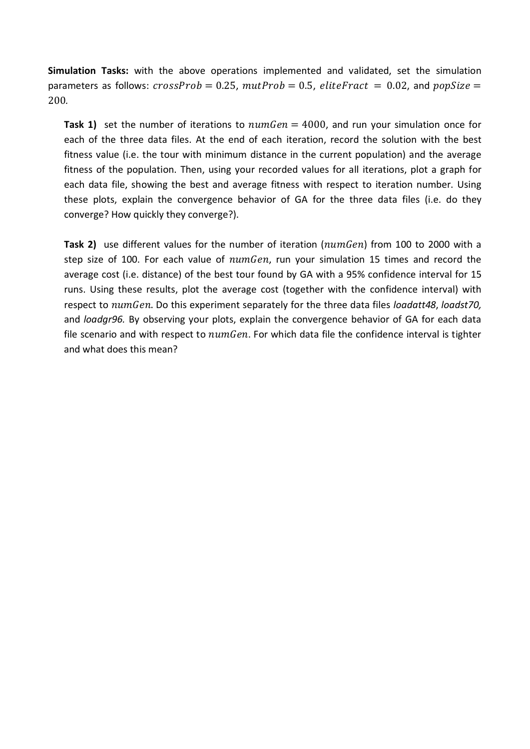**Simulation Tasks:** with the above operations implemented and validated, set the simulation parameters as follows: $crossProb = 0.25$, $mutProb = 0.5$, $eliteFract = 0.02$, and $popSize = 200$.

**Task 1)** set the number of iterations to $numGen = 4000$, and run your simulation once for each of the three data files. At the end of each iteration, record the solution with the best fitness value (i.e. the tour with minimum distance in the current population) and the average fitness of the population. Then, using your recorded values for all iterations, plot a graph for each data file, showing the best and average fitness with respect to iteration number. Using these plots, explain the convergence behavior of GA for the three data files (i.e. do they converge? How quickly they converge?).

**Task 2)** use different values for the number of iteration ($numGen$) from 100 to 2000 with a step size of 100. For each value of $numGen$, run your simulation 15 times and record the average cost (i.e. distance) of the best tour found by GA with a 95% confidence interval for 15 runs. Using these results, plot the average cost (together with the confidence interval) with respect to $numGen$. Do this experiment separately for the three data files *loadatt48*, *loadst70,* and *loadgr96.* By observing your plots, explain the convergence behavior of GA for each data file scenario and with respect to $numGen$. For which data file the confidence interval is tighter and what does this mean?